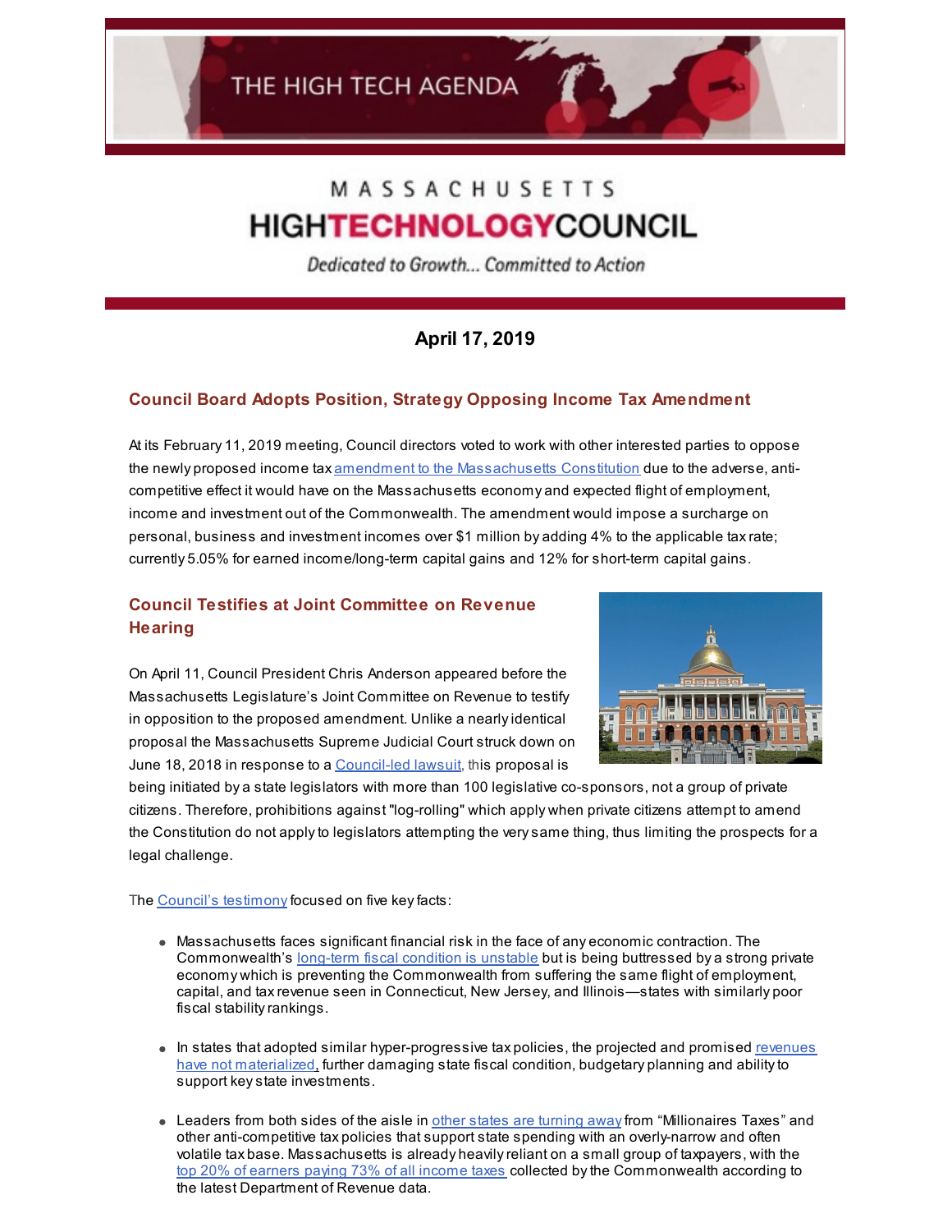THE HIGH TECH AGENDA

MASSACHUSETTS
HIGHTECHNOLOGYCOUNCIL

*Dedicated to Growth... Committed to Action*

**April 17, 2019**

## Council Board Adopts Position, Strategy Opposing Income Tax Amendment

At its February 11, 2019 meeting, Council directors voted to work with other interested parties to oppose the newly proposed income tax amendment to the Massachusetts Constitution due to the adverse, anti-competitive effect it would have on the Massachusetts economy and expected flight of employment, income and investment out of the Commonwealth. The amendment would impose a surcharge on personal, business and investment incomes over $1 million by adding 4% to the applicable tax rate; currently 5.05% for earned income/long-term capital gains and 12% for short-term capital gains.

## Council Testifies at Joint Committee on Revenue Hearing

On April 11, Council President Chris Anderson appeared before the Massachusetts Legislature's Joint Committee on Revenue to testify in opposition to the proposed amendment. Unlike a nearly identical proposal the Massachusetts Supreme Judicial Court struck down on June 18, 2018 in response to a Council-led lawsuit, this proposal is being initiated by a state legislators with more than 100 legislative co-sponsors, not a group of private citizens. Therefore, prohibitions against "log-rolling" which apply when private citizens attempt to amend the Constitution do not apply to legislators attempting the very same thing, thus limiting the prospects for a legal challenge.

The Council's testimony focused on five key facts:

- Massachusetts faces significant financial risk in the face of any economic contraction. The Commonwealth's long-term fiscal condition is unstable but is being buttressed by a strong private economy which is preventing the Commonwealth from suffering the same flight of employment, capital, and tax revenue seen in Connecticut, New Jersey, and Illinois—states with similarly poor fiscal stability rankings.
- In states that adopted similar hyper-progressive tax policies, the projected and promised revenues have not materialized, further damaging state fiscal condition, budgetary planning and ability to support key state investments.
- Leaders from both sides of the aisle in other states are turning away from "Millionaires Taxes" and other anti-competitive tax policies that support state spending with an overly-narrow and often volatile tax base. Massachusetts is already heavily reliant on a small group of taxpayers, with the top 20% of earners paying 73% of all income taxes collected by the Commonwealth according to the latest Department of Revenue data.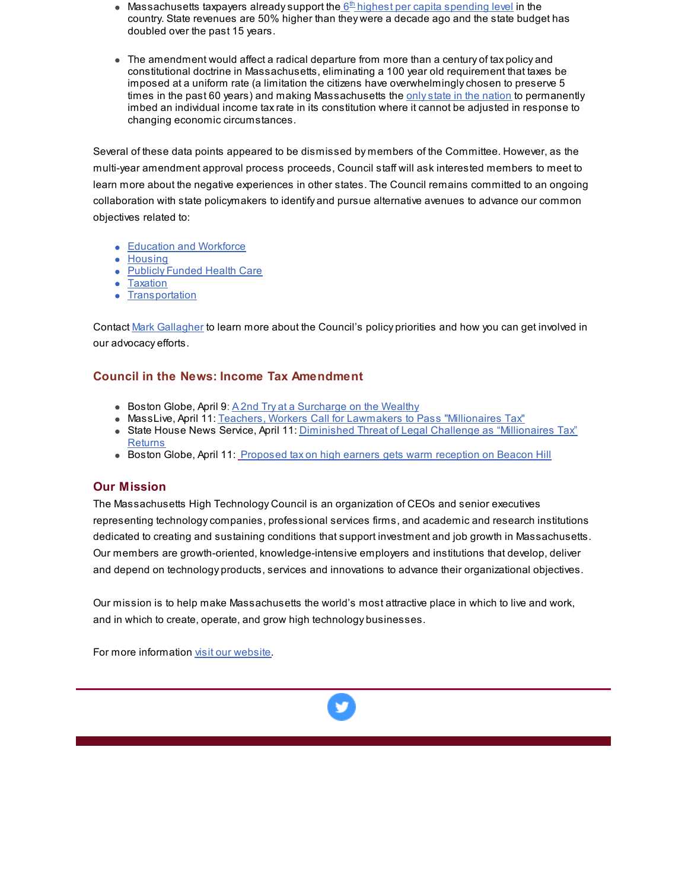- Massachusetts taxpayers already support the 6th highest per capita spending level in the country. State revenues are 50% higher than they were a decade ago and the state budget has doubled over the past 15 years.

- The amendment would affect a radical departure from more than a century of tax policy and constitutional doctrine in Massachusetts, eliminating a 100 year old requirement that taxes be imposed at a uniform rate (a limitation the citizens have overwhelmingly chosen to preserve 5 times in the past 60 years) and making Massachusetts the only state in the nation to permanently imbed an individual income tax rate in its constitution where it cannot be adjusted in response to changing economic circumstances.

Several of these data points appeared to be dismissed by members of the Committee. However, as the multi-year amendment approval process proceeds, Council staff will ask interested members to meet to learn more about the negative experiences in other states. The Council remains committed to an ongoing collaboration with state policymakers to identify and pursue alternative avenues to advance our common objectives related to:

- Education and Workforce
- Housing
- Publicly Funded Health Care
- Taxation
- Transportation

Contact Mark Gallagher to learn more about the Council's policy priorities and how you can get involved in our advocacy efforts.

### Council in the News: Income Tax Amendment

- Boston Globe, April 9: A 2nd Try at a Surcharge on the Wealthy
- MassLive, April 11: Teachers, Workers Call for Lawmakers to Pass "Millionaires Tax"
- State House News Service, April 11: Diminished Threat of Legal Challenge as "Millionaires Tax" Returns
- Boston Globe, April 11: Proposed tax on high earners gets warm reception on Beacon Hill

## Our Mission

The Massachusetts High Technology Council is an organization of CEOs and senior executives representing technology companies, professional services firms, and academic and research institutions dedicated to creating and sustaining conditions that support investment and job growth in Massachusetts. Our members are growth-oriented, knowledge-intensive employers and institutions that develop, deliver and depend on technology products, services and innovations to advance their organizational objectives.

Our mission is to help make Massachusetts the world's most attractive place in which to live and work, and in which to create, operate, and grow high technology businesses.

For more information visit our website.